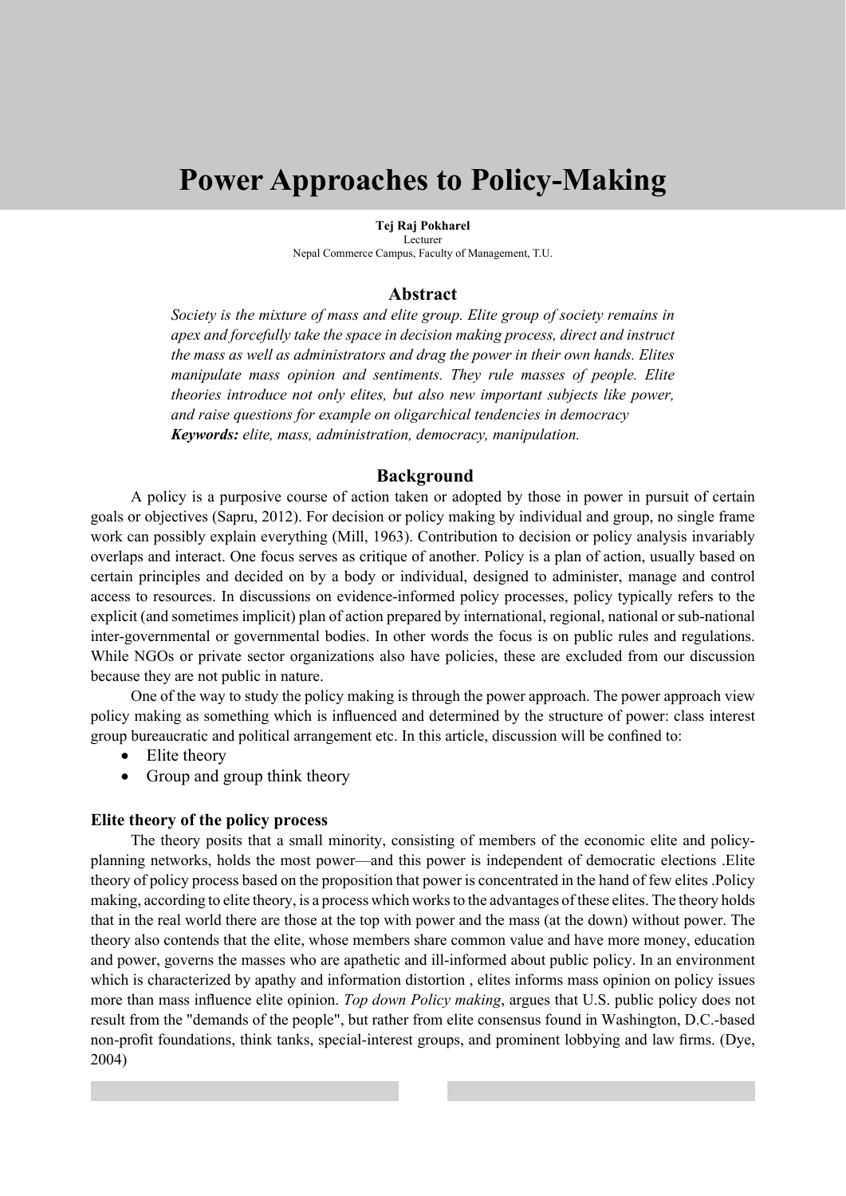# Power Approaches to Policy-Making

**Tej Raj Pokharel**
Lecturer
Nepal Commerce Campus, Faculty of Management, T.U.

## Abstract

*Society is the mixture of mass and elite group. Elite group of society remains in apex and forcefully take the space in decision making process, direct and instruct the mass as well as administrators and drag the power in their own hands. Elites manipulate mass opinion and sentiments. They rule masses of people. Elite theories introduce not only elites, but also new important subjects like power, and raise questions for example on oligarchical tendencies in democracy*

***Keywords:*** *elite, mass, administration, democracy, manipulation.*

## Background

A policy is a purposive course of action taken or adopted by those in power in pursuit of certain goals or objectives (Sapru, 2012). For decision or policy making by individual and group, no single frame work can possibly explain everything (Mill, 1963). Contribution to decision or policy analysis invariably overlaps and interact. One focus serves as critique of another. Policy is a plan of action, usually based on certain principles and decided on by a body or individual, designed to administer, manage and control access to resources. In discussions on evidence-informed policy processes, policy typically refers to the explicit (and sometimes implicit) plan of action prepared by international, regional, national or sub-national inter-governmental or governmental bodies. In other words the focus is on public rules and regulations. While NGOs or private sector organizations also have policies, these are excluded from our discussion because they are not public in nature.

One of the way to study the policy making is through the power approach. The power approach view policy making as something which is influenced and determined by the structure of power: class interest group bureaucratic and political arrangement etc. In this article, discussion will be confined to:

- Elite theory
- Group and group think theory

### Elite theory of the policy process

The theory posits that a small minority, consisting of members of the economic elite and policy-planning networks, holds the most power—and this power is independent of democratic elections .Elite theory of policy process based on the proposition that power is concentrated in the hand of few elites .Policy making, according to elite theory, is a process which works to the advantages of these elites. The theory holds that in the real world there are those at the top with power and the mass (at the down) without power. The theory also contends that the elite, whose members share common value and have more money, education and power, governs the masses who are apathetic and ill-informed about public policy. In an environment which is characterized by apathy and information distortion , elites informs mass opinion on policy issues more than mass influence elite opinion. *Top down Policy making*, argues that U.S. public policy does not result from the "demands of the people", but rather from elite consensus found in Washington, D.C.-based non-profit foundations, think tanks, special-interest groups, and prominent lobbying and law firms. (Dye, 2004)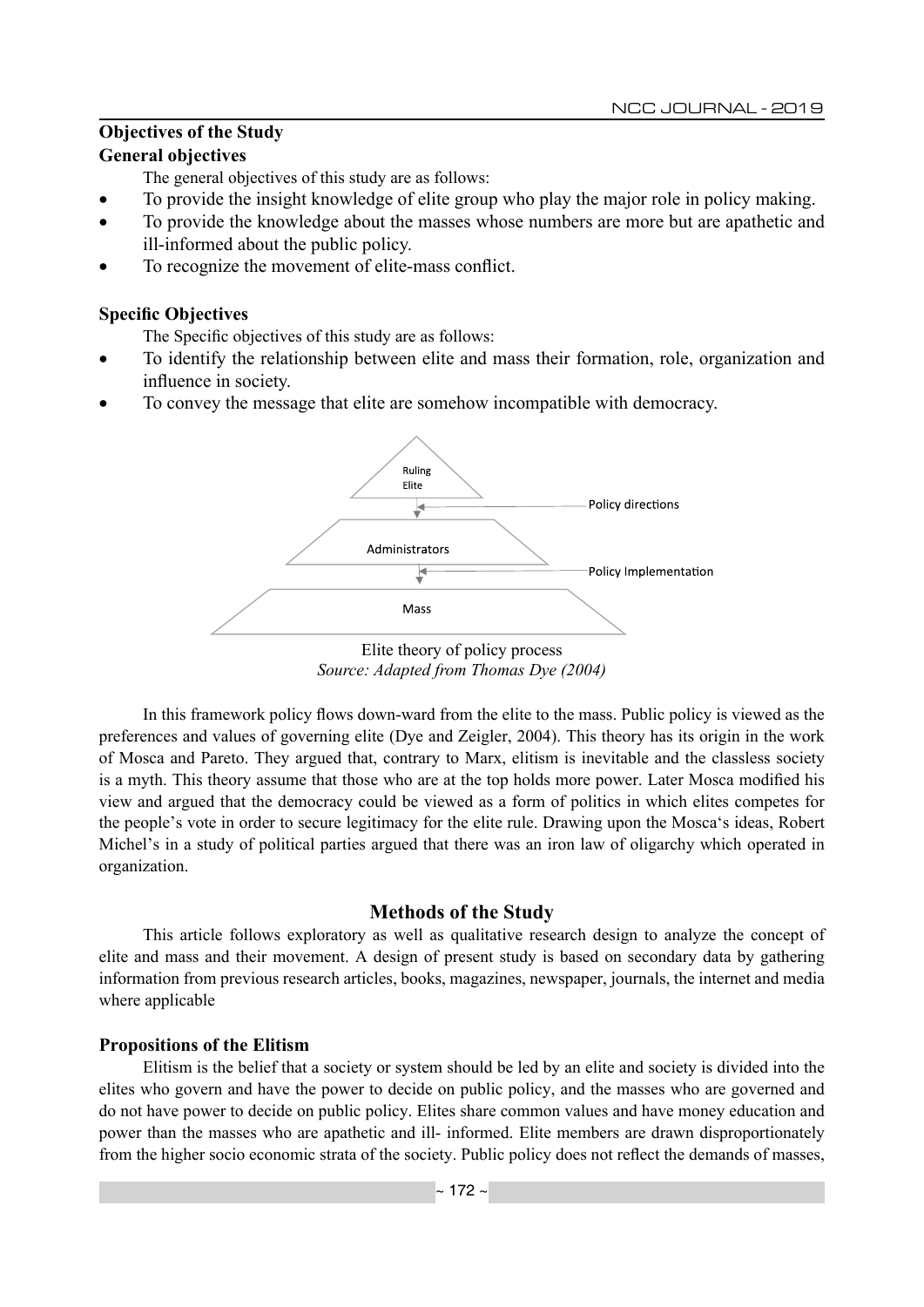### Objectives of the Study

#### General objectives

The general objectives of this study are as follows:

- To provide the insight knowledge of elite group who play the major role in policy making.
- To provide the knowledge about the masses whose numbers are more but are apathetic and ill-informed about the public policy.
- To recognize the movement of elite-mass conflict.

#### Specific Objectives

The Specific objectives of this study are as follows:

- To identify the relationship between elite and mass their formation, role, organization and influence in society.
- To convey the message that elite are somehow incompatible with democracy.

Ruling Elite

Policy directions

Administrators

Policy Implementation

Mass

Elite theory of policy process

*Source: Adapted from Thomas Dye (2004)*

In this framework policy flows down-ward from the elite to the mass. Public policy is viewed as the preferences and values of governing elite (Dye and Zeigler, 2004). This theory has its origin in the work of Mosca and Pareto. They argued that, contrary to Marx, elitism is inevitable and the classless society is a myth. This theory assume that those who are at the top holds more power. Later Mosca modified his view and argued that the democracy could be viewed as a form of politics in which elites competes for the people's vote in order to secure legitimacy for the elite rule. Drawing upon the Mosca's ideas, Robert Michel's in a study of political parties argued that there was an iron law of oligarchy which operated in organization.

## Methods of the Study

This article follows exploratory as well as qualitative research design to analyze the concept of elite and mass and their movement. A design of present study is based on secondary data by gathering information from previous research articles, books, magazines, newspaper, journals, the internet and media where applicable

### Propositions of the Elitism

Elitism is the belief that a society or system should be led by an elite and society is divided into the elites who govern and have the power to decide on public policy, and the masses who are governed and do not have power to decide on public policy. Elites share common values and have money education and power than the masses who are apathetic and ill- informed. Elite members are drawn disproportionately from the higher socio economic strata of the society. Public policy does not reflect the demands of masses,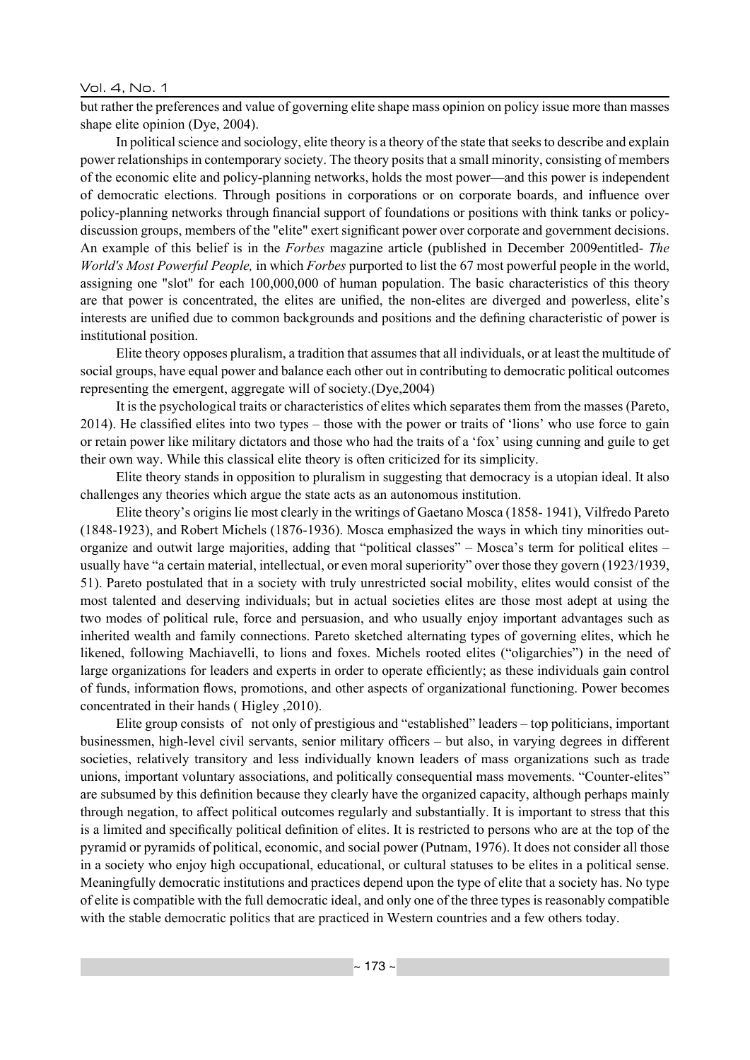but rather the preferences and value of governing elite shape mass opinion on policy issue more than masses shape elite opinion (Dye, 2004).

In political science and sociology, elite theory is a theory of the state that seeks to describe and explain power relationships in contemporary society. The theory posits that a small minority, consisting of members of the economic elite and policy-planning networks, holds the most power—and this power is independent of democratic elections. Through positions in corporations or on corporate boards, and influence over policy-planning networks through financial support of foundations or positions with think tanks or policy-discussion groups, members of the "elite" exert significant power over corporate and government decisions. An example of this belief is in the *Forbes* magazine article (published in December 2009entitled- *The World's Most Powerful People,* in which *Forbes* purported to list the 67 most powerful people in the world, assigning one "slot" for each 100,000,000 of human population. The basic characteristics of this theory are that power is concentrated, the elites are unified, the non-elites are diverged and powerless, elite's interests are unified due to common backgrounds and positions and the defining characteristic of power is institutional position.

Elite theory opposes pluralism, a tradition that assumes that all individuals, or at least the multitude of social groups, have equal power and balance each other out in contributing to democratic political outcomes representing the emergent, aggregate will of society.(Dye,2004)

It is the psychological traits or characteristics of elites which separates them from the masses (Pareto, 2014). He classified elites into two types – those with the power or traits of 'lions' who use force to gain or retain power like military dictators and those who had the traits of a 'fox' using cunning and guile to get their own way. While this classical elite theory is often criticized for its simplicity.

Elite theory stands in opposition to pluralism in suggesting that democracy is a utopian ideal. It also challenges any theories which argue the state acts as an autonomous institution.

Elite theory's origins lie most clearly in the writings of Gaetano Mosca (1858- 1941), Vilfredo Pareto (1848-1923), and Robert Michels (1876-1936). Mosca emphasized the ways in which tiny minorities out-organize and outwit large majorities, adding that "political classes" – Mosca's term for political elites – usually have "a certain material, intellectual, or even moral superiority" over those they govern (1923/1939, 51). Pareto postulated that in a society with truly unrestricted social mobility, elites would consist of the most talented and deserving individuals; but in actual societies elites are those most adept at using the two modes of political rule, force and persuasion, and who usually enjoy important advantages such as inherited wealth and family connections. Pareto sketched alternating types of governing elites, which he likened, following Machiavelli, to lions and foxes. Michels rooted elites ("oligarchies") in the need of large organizations for leaders and experts in order to operate efficiently; as these individuals gain control of funds, information flows, promotions, and other aspects of organizational functioning. Power becomes concentrated in their hands ( Higley ,2010).

Elite group consists of not only of prestigious and "established" leaders – top politicians, important businessmen, high-level civil servants, senior military officers – but also, in varying degrees in different societies, relatively transitory and less individually known leaders of mass organizations such as trade unions, important voluntary associations, and politically consequential mass movements. "Counter-elites" are subsumed by this definition because they clearly have the organized capacity, although perhaps mainly through negation, to affect political outcomes regularly and substantially. It is important to stress that this is a limited and specifically political definition of elites. It is restricted to persons who are at the top of the pyramid or pyramids of political, economic, and social power (Putnam, 1976). It does not consider all those in a society who enjoy high occupational, educational, or cultural statuses to be elites in a political sense. Meaningfully democratic institutions and practices depend upon the type of elite that a society has. No type of elite is compatible with the full democratic ideal, and only one of the three types is reasonably compatible with the stable democratic politics that are practiced in Western countries and a few others today.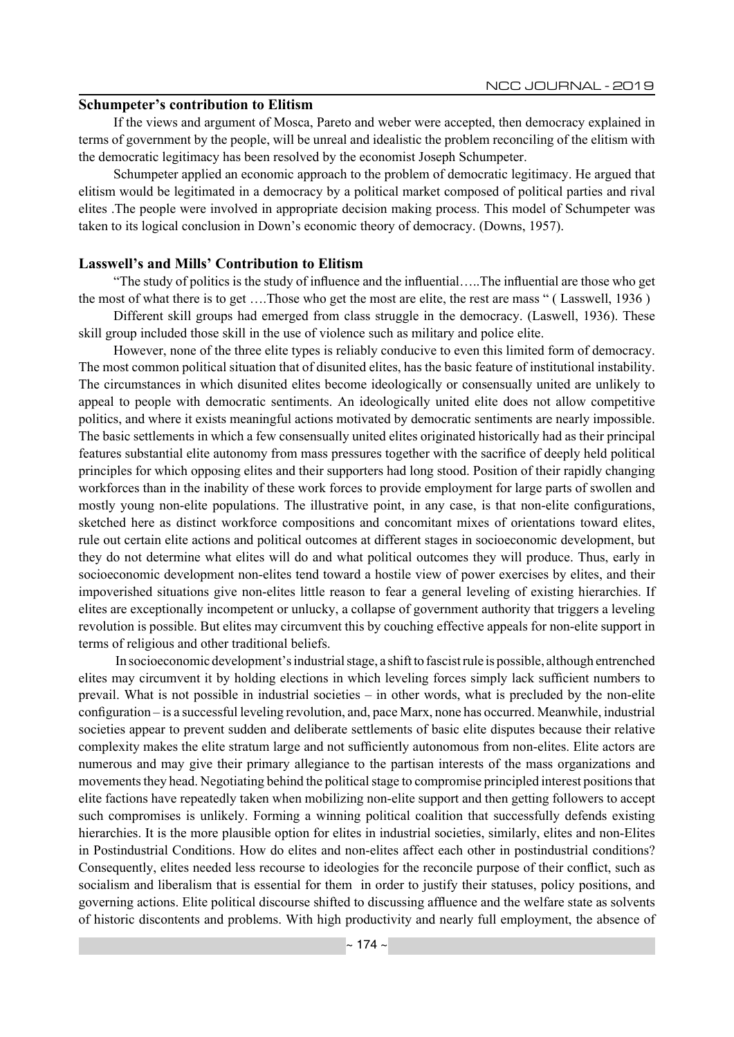## Schumpeter's contribution to Elitism

If the views and argument of Mosca, Pareto and weber were accepted, then democracy explained in terms of government by the people, will be unreal and idealistic the problem reconciling of the elitism with the democratic legitimacy has been resolved by the economist Joseph Schumpeter.

Schumpeter applied an economic approach to the problem of democratic legitimacy. He argued that elitism would be legitimated in a democracy by a political market composed of political parties and rival elites .The people were involved in appropriate decision making process. This model of Schumpeter was taken to its logical conclusion in Down's economic theory of democracy. (Downs, 1957).

## Lasswell's and Mills' Contribution to Elitism

"The study of politics is the study of influence and the influential…..The influential are those who get the most of what there is to get ….Those who get the most are elite, the rest are mass " ( Lasswell, 1936 )

Different skill groups had emerged from class struggle in the democracy. (Laswell, 1936). These skill group included those skill in the use of violence such as military and police elite.

However, none of the three elite types is reliably conducive to even this limited form of democracy. The most common political situation that of disunited elites, has the basic feature of institutional instability. The circumstances in which disunited elites become ideologically or consensually united are unlikely to appeal to people with democratic sentiments. An ideologically united elite does not allow competitive politics, and where it exists meaningful actions motivated by democratic sentiments are nearly impossible. The basic settlements in which a few consensually united elites originated historically had as their principal features substantial elite autonomy from mass pressures together with the sacrifice of deeply held political principles for which opposing elites and their supporters had long stood. Position of their rapidly changing workforces than in the inability of these work forces to provide employment for large parts of swollen and mostly young non-elite populations. The illustrative point, in any case, is that non-elite configurations, sketched here as distinct workforce compositions and concomitant mixes of orientations toward elites, rule out certain elite actions and political outcomes at different stages in socioeconomic development, but they do not determine what elites will do and what political outcomes they will produce. Thus, early in socioeconomic development non-elites tend toward a hostile view of power exercises by elites, and their impoverished situations give non-elites little reason to fear a general leveling of existing hierarchies. If elites are exceptionally incompetent or unlucky, a collapse of government authority that triggers a leveling revolution is possible. But elites may circumvent this by couching effective appeals for non-elite support in terms of religious and other traditional beliefs.

In socioeconomic development's industrial stage, a shift to fascist rule is possible, although entrenched elites may circumvent it by holding elections in which leveling forces simply lack sufficient numbers to prevail. What is not possible in industrial societies – in other words, what is precluded by the non-elite configuration – is a successful leveling revolution, and, pace Marx, none has occurred. Meanwhile, industrial societies appear to prevent sudden and deliberate settlements of basic elite disputes because their relative complexity makes the elite stratum large and not sufficiently autonomous from non-elites. Elite actors are numerous and may give their primary allegiance to the partisan interests of the mass organizations and movements they head. Negotiating behind the political stage to compromise principled interest positions that elite factions have repeatedly taken when mobilizing non-elite support and then getting followers to accept such compromises is unlikely. Forming a winning political coalition that successfully defends existing hierarchies. It is the more plausible option for elites in industrial societies, similarly, elites and non-Elites in Postindustrial Conditions. How do elites and non-elites affect each other in postindustrial conditions? Consequently, elites needed less recourse to ideologies for the reconcile purpose of their conflict, such as socialism and liberalism that is essential for them in order to justify their statuses, policy positions, and governing actions. Elite political discourse shifted to discussing affluence and the welfare state as solvents of historic discontents and problems. With high productivity and nearly full employment, the absence of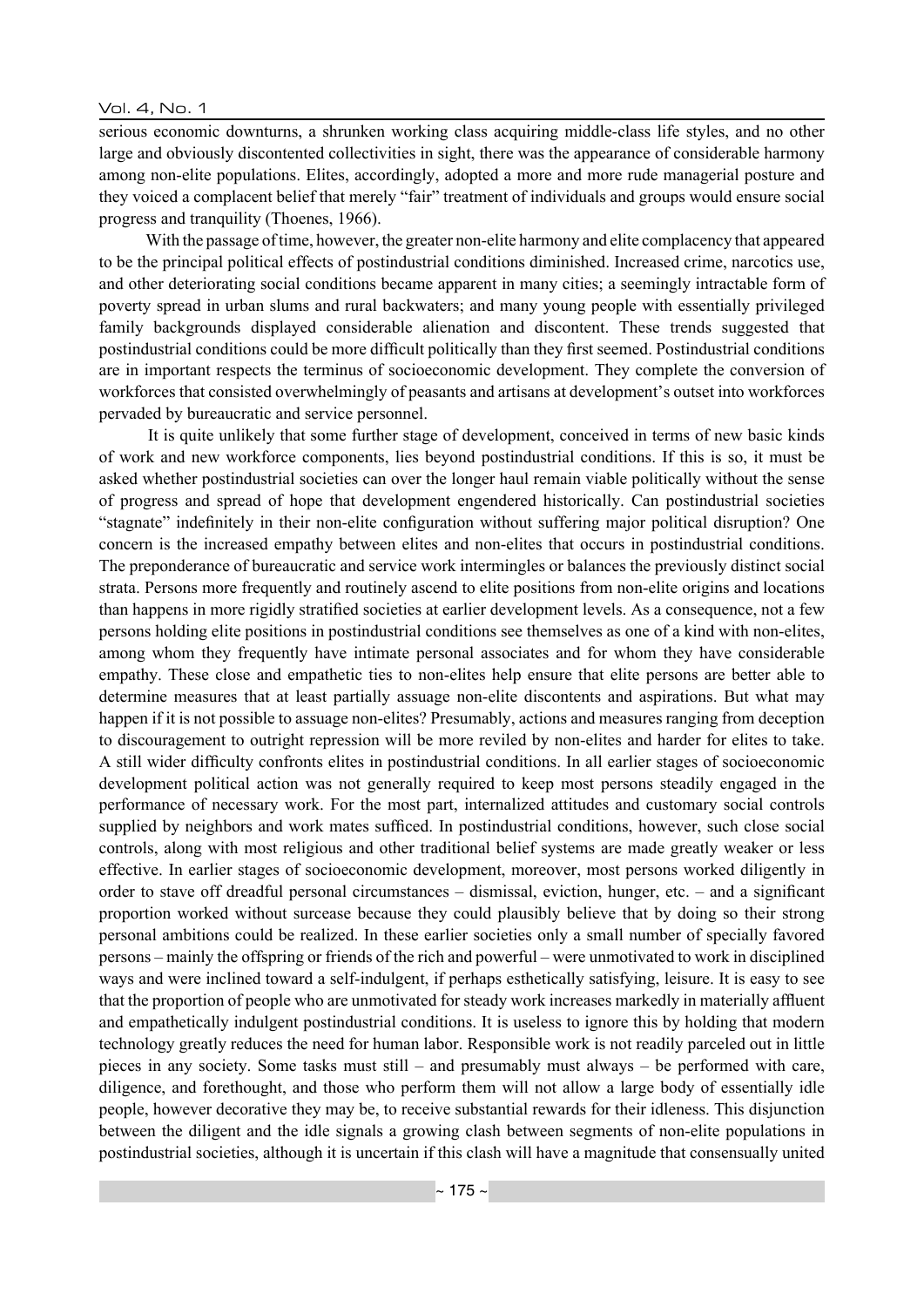serious economic downturns, a shrunken working class acquiring middle-class life styles, and no other large and obviously discontented collectivities in sight, there was the appearance of considerable harmony among non-elite populations. Elites, accordingly, adopted a more and more rude managerial posture and they voiced a complacent belief that merely "fair" treatment of individuals and groups would ensure social progress and tranquility (Thoenes, 1966).

With the passage of time, however, the greater non-elite harmony and elite complacency that appeared to be the principal political effects of postindustrial conditions diminished. Increased crime, narcotics use, and other deteriorating social conditions became apparent in many cities; a seemingly intractable form of poverty spread in urban slums and rural backwaters; and many young people with essentially privileged family backgrounds displayed considerable alienation and discontent. These trends suggested that postindustrial conditions could be more difficult politically than they first seemed. Postindustrial conditions are in important respects the terminus of socioeconomic development. They complete the conversion of workforces that consisted overwhelmingly of peasants and artisans at development's outset into workforces pervaded by bureaucratic and service personnel.

It is quite unlikely that some further stage of development, conceived in terms of new basic kinds of work and new workforce components, lies beyond postindustrial conditions. If this is so, it must be asked whether postindustrial societies can over the longer haul remain viable politically without the sense of progress and spread of hope that development engendered historically. Can postindustrial societies "stagnate" indefinitely in their non-elite configuration without suffering major political disruption? One concern is the increased empathy between elites and non-elites that occurs in postindustrial conditions. The preponderance of bureaucratic and service work intermingles or balances the previously distinct social strata. Persons more frequently and routinely ascend to elite positions from non-elite origins and locations than happens in more rigidly stratified societies at earlier development levels. As a consequence, not a few persons holding elite positions in postindustrial conditions see themselves as one of a kind with non-elites, among whom they frequently have intimate personal associates and for whom they have considerable empathy. These close and empathetic ties to non-elites help ensure that elite persons are better able to determine measures that at least partially assuage non-elite discontents and aspirations. But what may happen if it is not possible to assuage non-elites? Presumably, actions and measures ranging from deception to discouragement to outright repression will be more reviled by non-elites and harder for elites to take. A still wider difficulty confronts elites in postindustrial conditions. In all earlier stages of socioeconomic development political action was not generally required to keep most persons steadily engaged in the performance of necessary work. For the most part, internalized attitudes and customary social controls supplied by neighbors and work mates sufficed. In postindustrial conditions, however, such close social controls, along with most religious and other traditional belief systems are made greatly weaker or less effective. In earlier stages of socioeconomic development, moreover, most persons worked diligently in order to stave off dreadful personal circumstances – dismissal, eviction, hunger, etc. – and a significant proportion worked without surcease because they could plausibly believe that by doing so their strong personal ambitions could be realized. In these earlier societies only a small number of specially favored persons – mainly the offspring or friends of the rich and powerful – were unmotivated to work in disciplined ways and were inclined toward a self-indulgent, if perhaps esthetically satisfying, leisure. It is easy to see that the proportion of people who are unmotivated for steady work increases markedly in materially affluent and empathetically indulgent postindustrial conditions. It is useless to ignore this by holding that modern technology greatly reduces the need for human labor. Responsible work is not readily parceled out in little pieces in any society. Some tasks must still – and presumably must always – be performed with care, diligence, and forethought, and those who perform them will not allow a large body of essentially idle people, however decorative they may be, to receive substantial rewards for their idleness. This disjunction between the diligent and the idle signals a growing clash between segments of non-elite populations in postindustrial societies, although it is uncertain if this clash will have a magnitude that consensually united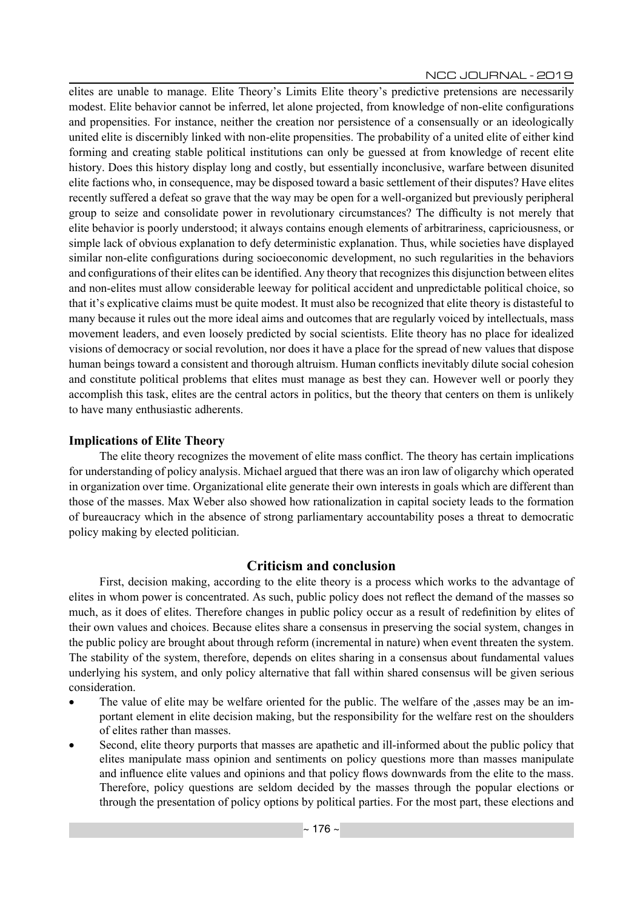elites are unable to manage. Elite Theory's Limits Elite theory's predictive pretensions are necessarily modest. Elite behavior cannot be inferred, let alone projected, from knowledge of non-elite configurations and propensities. For instance, neither the creation nor persistence of a consensually or an ideologically united elite is discernibly linked with non-elite propensities. The probability of a united elite of either kind forming and creating stable political institutions can only be guessed at from knowledge of recent elite history. Does this history display long and costly, but essentially inconclusive, warfare between disunited elite factions who, in consequence, may be disposed toward a basic settlement of their disputes? Have elites recently suffered a defeat so grave that the way may be open for a well-organized but previously peripheral group to seize and consolidate power in revolutionary circumstances? The difficulty is not merely that elite behavior is poorly understood; it always contains enough elements of arbitrariness, capriciousness, or simple lack of obvious explanation to defy deterministic explanation. Thus, while societies have displayed similar non-elite configurations during socioeconomic development, no such regularities in the behaviors and configurations of their elites can be identified. Any theory that recognizes this disjunction between elites and non-elites must allow considerable leeway for political accident and unpredictable political choice, so that it's explicative claims must be quite modest. It must also be recognized that elite theory is distasteful to many because it rules out the more ideal aims and outcomes that are regularly voiced by intellectuals, mass movement leaders, and even loosely predicted by social scientists. Elite theory has no place for idealized visions of democracy or social revolution, nor does it have a place for the spread of new values that dispose human beings toward a consistent and thorough altruism. Human conflicts inevitably dilute social cohesion and constitute political problems that elites must manage as best they can. However well or poorly they accomplish this task, elites are the central actors in politics, but the theory that centers on them is unlikely to have many enthusiastic adherents.

### Implications of Elite Theory

The elite theory recognizes the movement of elite mass conflict. The theory has certain implications for understanding of policy analysis. Michael argued that there was an iron law of oligarchy which operated in organization over time. Organizational elite generate their own interests in goals which are different than those of the masses. Max Weber also showed how rationalization in capital society leads to the formation of bureaucracy which in the absence of strong parliamentary accountability poses a threat to democratic policy making by elected politician.

## Criticism and conclusion

First, decision making, according to the elite theory is a process which works to the advantage of elites in whom power is concentrated. As such, public policy does not reflect the demand of the masses so much, as it does of elites. Therefore changes in public policy occur as a result of redefinition by elites of their own values and choices. Because elites share a consensus in preserving the social system, changes in the public policy are brought about through reform (incremental in nature) when event threaten the system. The stability of the system, therefore, depends on elites sharing in a consensus about fundamental values underlying his system, and only policy alternative that fall within shared consensus will be given serious consideration.

- The value of elite may be welfare oriented for the public. The welfare of the ,asses may be an important element in elite decision making, but the responsibility for the welfare rest on the shoulders of elites rather than masses.
- Second, elite theory purports that masses are apathetic and ill-informed about the public policy that elites manipulate mass opinion and sentiments on policy questions more than masses manipulate and influence elite values and opinions and that policy flows downwards from the elite to the mass. Therefore, policy questions are seldom decided by the masses through the popular elections or through the presentation of policy options by political parties. For the most part, these elections and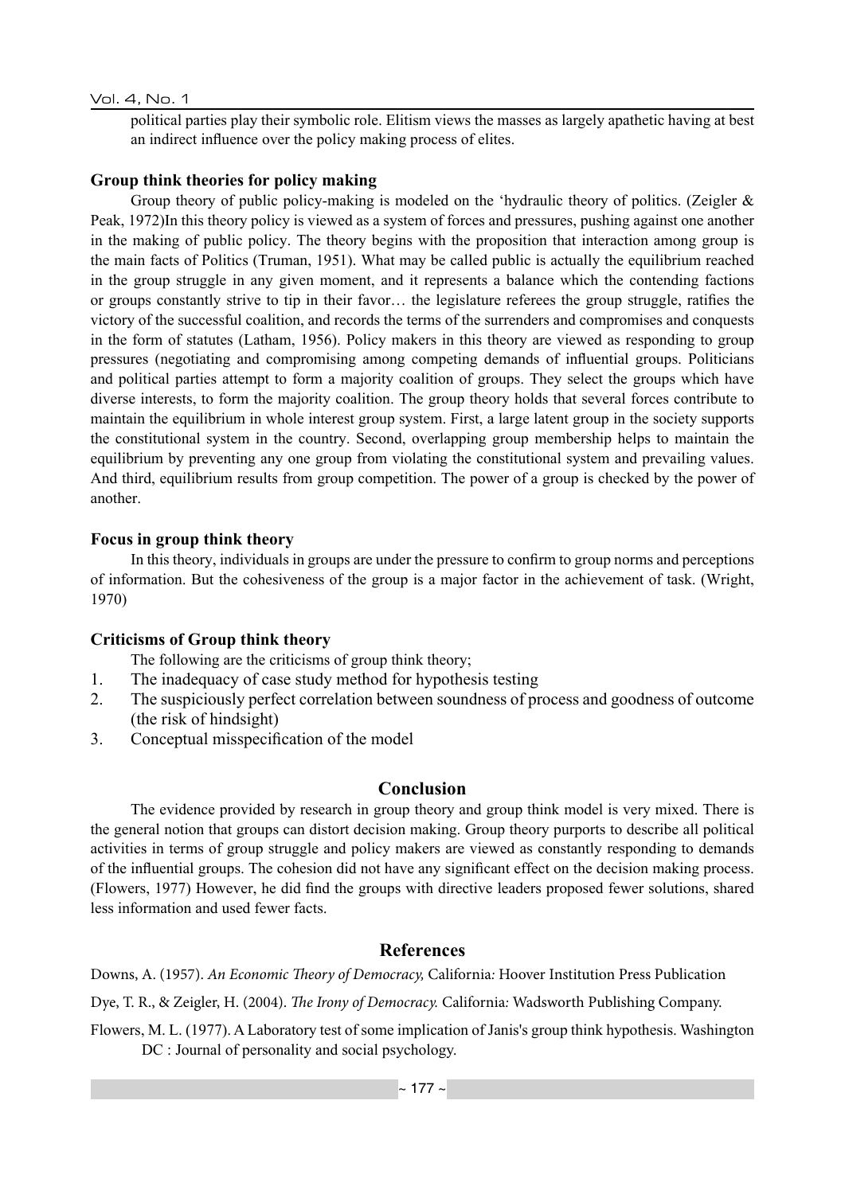political parties play their symbolic role. Elitism views the masses as largely apathetic having at best an indirect influence over the policy making process of elites.

### Group think theories for policy making

Group theory of public policy-making is modeled on the 'hydraulic theory of politics. (Zeigler & Peak, 1972)In this theory policy is viewed as a system of forces and pressures, pushing against one another in the making of public policy. The theory begins with the proposition that interaction among group is the main facts of Politics (Truman, 1951). What may be called public is actually the equilibrium reached in the group struggle in any given moment, and it represents a balance which the contending factions or groups constantly strive to tip in their favor… the legislature referees the group struggle, ratifies the victory of the successful coalition, and records the terms of the surrenders and compromises and conquests in the form of statutes (Latham, 1956). Policy makers in this theory are viewed as responding to group pressures (negotiating and compromising among competing demands of influential groups. Politicians and political parties attempt to form a majority coalition of groups. They select the groups which have diverse interests, to form the majority coalition. The group theory holds that several forces contribute to maintain the equilibrium in whole interest group system. First, a large latent group in the society supports the constitutional system in the country. Second, overlapping group membership helps to maintain the equilibrium by preventing any one group from violating the constitutional system and prevailing values. And third, equilibrium results from group competition. The power of a group is checked by the power of another.

### Focus in group think theory

In this theory, individuals in groups are under the pressure to confirm to group norms and perceptions of information. But the cohesiveness of the group is a major factor in the achievement of task. (Wright, 1970)

### Criticisms of Group think theory

The following are the criticisms of group think theory;

1. The inadequacy of case study method for hypothesis testing
2. The suspiciously perfect correlation between soundness of process and goodness of outcome (the risk of hindsight)
3. Conceptual misspecification of the model

## Conclusion

The evidence provided by research in group theory and group think model is very mixed. There is the general notion that groups can distort decision making. Group theory purports to describe all political activities in terms of group struggle and policy makers are viewed as constantly responding to demands of the influential groups. The cohesion did not have any significant effect on the decision making process. (Flowers, 1977) However, he did find the groups with directive leaders proposed fewer solutions, shared less information and used fewer facts.

## References

Downs, A. (1957). *An Economic Theory of Democracy,* California: Hoover Institution Press Publication

Dye, T. R., & Zeigler, H. (2004). *The Irony of Democracy.* California: Wadsworth Publishing Company.

Flowers, M. L. (1977). A Laboratory test of some implication of Janis's group think hypothesis. Washington DC : Journal of personality and social psychology.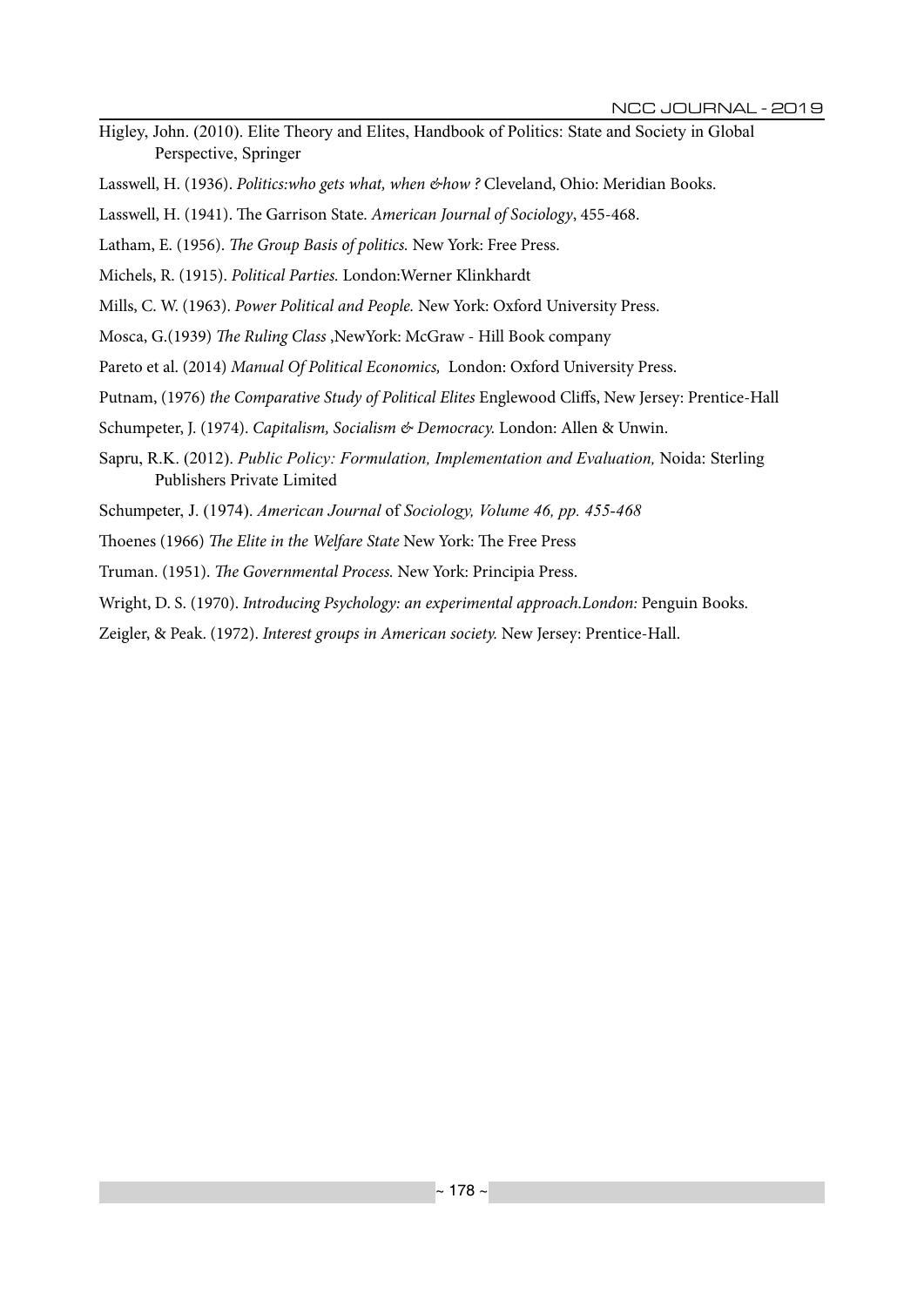Higley, John. (2010). Elite Theory and Elites, Handbook of Politics: State and Society in Global Perspective, Springer

Lasswell, H. (1936). *Politics:who gets what, when &how ?* Cleveland, Ohio: Meridian Books.

Lasswell, H. (1941). The Garrison State. *American Journal of Sociology*, 455-468.

Latham, E. (1956). *The Group Basis of politics.* New York: Free Press.

Michels, R. (1915). *Political Parties.* London:Werner Klinkhardt

Mills, C. W. (1963). *Power Political and People.* New York: Oxford University Press.

Mosca, G.(1939) *The Ruling Class* ,NewYork: McGraw - Hill Book company

Pareto et al. (2014) *Manual Of Political Economics,* London: Oxford University Press.

Putnam, (1976) *the Comparative Study of Political Elites* Englewood Cliffs, New Jersey: Prentice-Hall

Schumpeter, J. (1974). *Capitalism, Socialism & Democracy.* London: Allen & Unwin.

Sapru, R.K. (2012). *Public Policy: Formulation, Implementation and Evaluation,* Noida: Sterling Publishers Private Limited

Schumpeter, J. (1974). *American Journal* of *Sociology, Volume 46, pp. 455-468*

Thoenes (1966) *The Elite in the Welfare State* New York: The Free Press

Truman. (1951). *The Governmental Process.* New York: Principia Press.

Wright, D. S. (1970). *Introducing Psychology: an experimental approach.London:* Penguin Books.

Zeigler, & Peak. (1972). *Interest groups in American society.* New Jersey: Prentice-Hall.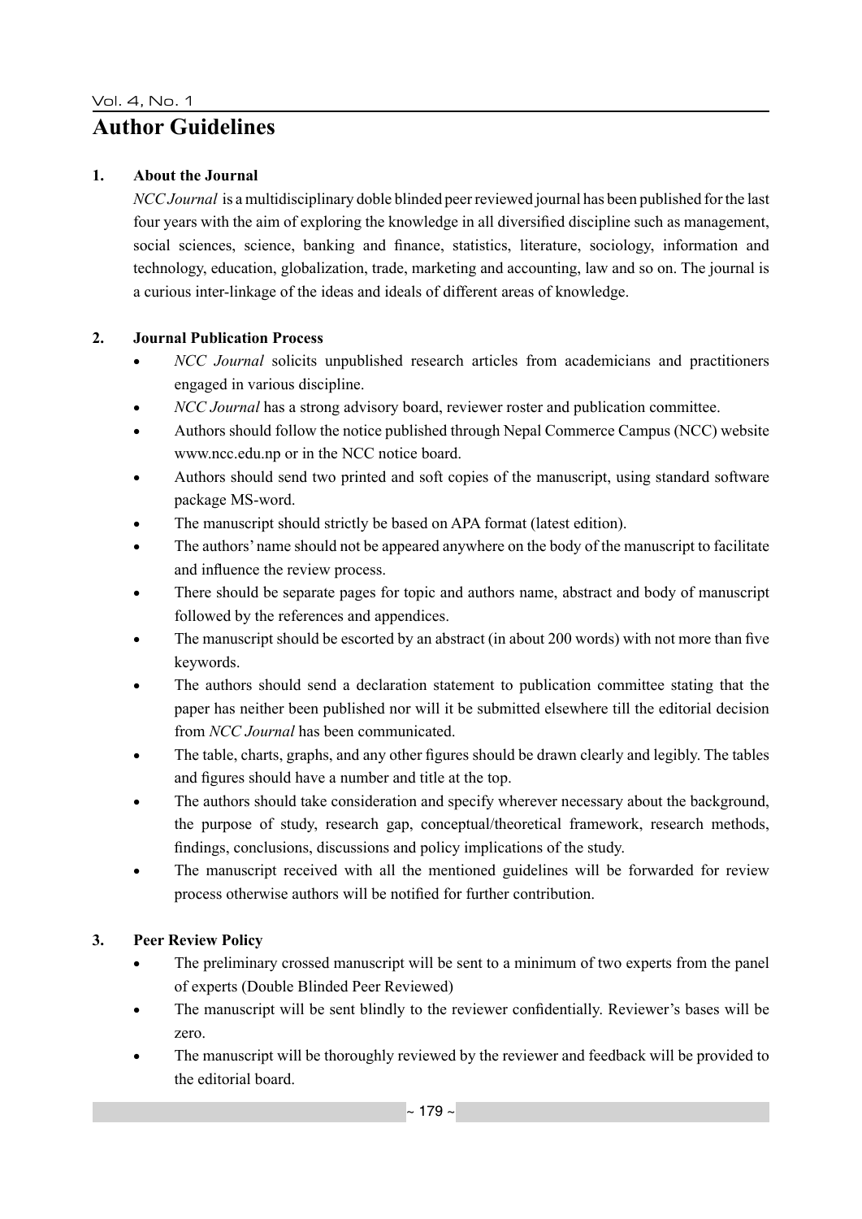# Author Guidelines

## 1. About the Journal

*NCC Journal* is a multidisciplinary doble blinded peer reviewed journal has been published for the last four years with the aim of exploring the knowledge in all diversified discipline such as management, social sciences, science, banking and finance, statistics, literature, sociology, information and technology, education, globalization, trade, marketing and accounting, law and so on. The journal is a curious inter-linkage of the ideas and ideals of different areas of knowledge.

## 2. Journal Publication Process

- *NCC Journal* solicits unpublished research articles from academicians and practitioners engaged in various discipline.
- *NCC Journal* has a strong advisory board, reviewer roster and publication committee.
- Authors should follow the notice published through Nepal Commerce Campus (NCC) website www.ncc.edu.np or in the NCC notice board.
- Authors should send two printed and soft copies of the manuscript, using standard software package MS-word.
- The manuscript should strictly be based on APA format (latest edition).
- The authors' name should not be appeared anywhere on the body of the manuscript to facilitate and influence the review process.
- There should be separate pages for topic and authors name, abstract and body of manuscript followed by the references and appendices.
- The manuscript should be escorted by an abstract (in about 200 words) with not more than five keywords.
- The authors should send a declaration statement to publication committee stating that the paper has neither been published nor will it be submitted elsewhere till the editorial decision from *NCC Journal* has been communicated.
- The table, charts, graphs, and any other figures should be drawn clearly and legibly. The tables and figures should have a number and title at the top.
- The authors should take consideration and specify wherever necessary about the background, the purpose of study, research gap, conceptual/theoretical framework, research methods, findings, conclusions, discussions and policy implications of the study.
- The manuscript received with all the mentioned guidelines will be forwarded for review process otherwise authors will be notified for further contribution.

## 3. Peer Review Policy

- The preliminary crossed manuscript will be sent to a minimum of two experts from the panel of experts (Double Blinded Peer Reviewed)
- The manuscript will be sent blindly to the reviewer confidentially. Reviewer's bases will be zero.
- The manuscript will be thoroughly reviewed by the reviewer and feedback will be provided to the editorial board.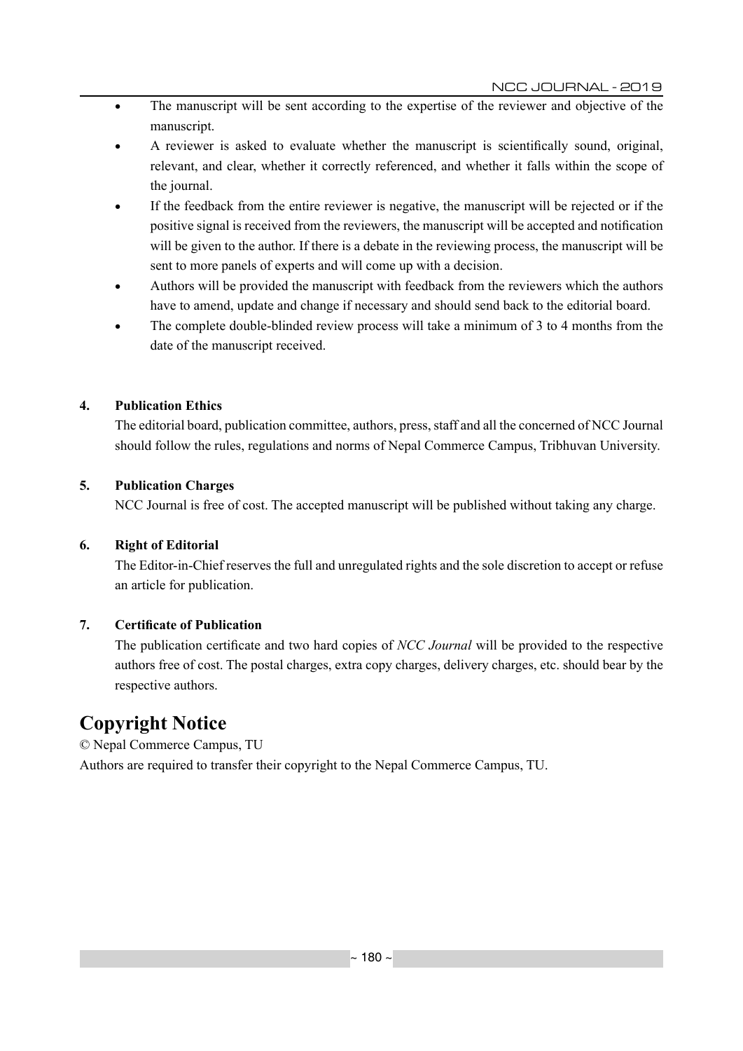- The manuscript will be sent according to the expertise of the reviewer and objective of the manuscript.
- A reviewer is asked to evaluate whether the manuscript is scientifically sound, original, relevant, and clear, whether it correctly referenced, and whether it falls within the scope of the journal.
- If the feedback from the entire reviewer is negative, the manuscript will be rejected or if the positive signal is received from the reviewers, the manuscript will be accepted and notification will be given to the author. If there is a debate in the reviewing process, the manuscript will be sent to more panels of experts and will come up with a decision.
- Authors will be provided the manuscript with feedback from the reviewers which the authors have to amend, update and change if necessary and should send back to the editorial board.
- The complete double-blinded review process will take a minimum of 3 to 4 months from the date of the manuscript received.

**4. Publication Ethics**

The editorial board, publication committee, authors, press, staff and all the concerned of NCC Journal should follow the rules, regulations and norms of Nepal Commerce Campus, Tribhuvan University.

**5. Publication Charges**

NCC Journal is free of cost. The accepted manuscript will be published without taking any charge.

**6. Right of Editorial**

The Editor-in-Chief reserves the full and unregulated rights and the sole discretion to accept or refuse an article for publication.

**7. Certificate of Publication**

The publication certificate and two hard copies of *NCC Journal* will be provided to the respective authors free of cost. The postal charges, extra copy charges, delivery charges, etc. should bear by the respective authors.

## Copyright Notice

© Nepal Commerce Campus, TU

Authors are required to transfer their copyright to the Nepal Commerce Campus, TU.